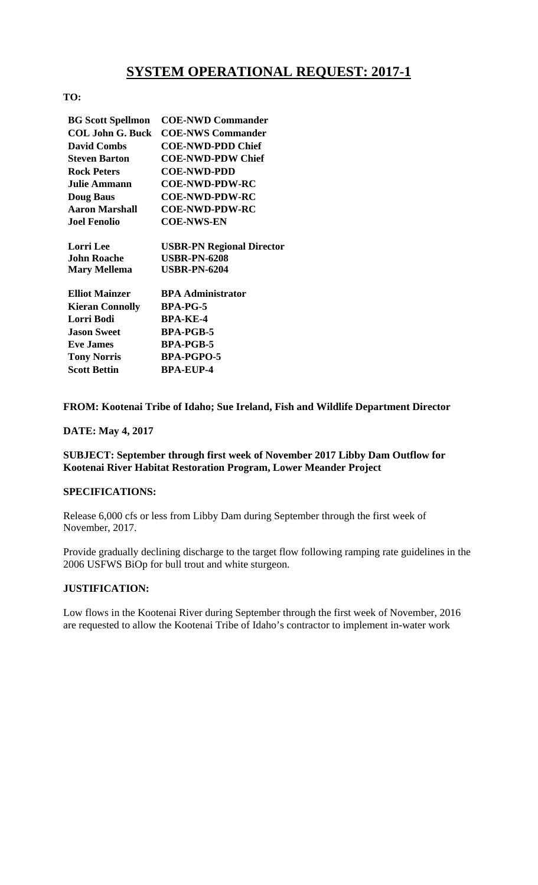# SYSTEM OPERATIONAL REQUEST: 2017-1

**TO:**

| | |
|---|---|
| **BG Scott Spellmon** | **COE-NWD Commander** |
| **COL John G. Buck** | **COE-NWS Commander** |
| **David Combs** | **COE-NWD-PDD Chief** |
| **Steven Barton** | **COE-NWD-PDW Chief** |
| **Rock Peters** | **COE-NWD-PDD** |
| **Julie Ammann** | **COE-NWD-PDW-RC** |
| **Doug Baus** | **COE-NWD-PDW-RC** |
| **Aaron Marshall** | **COE-NWD-PDW-RC** |
| **Joel Fenolio** | **COE-NWS-EN** |
| **Lorri Lee** | **USBR-PN Regional Director** |
| **John Roache** | **USBR-PN-6208** |
| **Mary Mellema** | **USBR-PN-6204** |
| **Elliot Mainzer** | **BPA Administrator** |
| **Kieran Connolly** | **BPA-PG-5** |
| **Lorri Bodi** | **BPA-KE-4** |
| **Jason Sweet** | **BPA-PGB-5** |
| **Eve James** | **BPA-PGB-5** |
| **Tony Norris** | **BPA-PGPO-5** |
| **Scott Bettin** | **BPA-EUP-4** |

**FROM: Kootenai Tribe of Idaho; Sue Ireland, Fish and Wildlife Department Director**

**DATE: May 4, 2017**

**SUBJECT: September through first week of November 2017 Libby Dam Outflow for Kootenai River Habitat Restoration Program, Lower Meander Project**

**SPECIFICATIONS:**

Release 6,000 cfs or less from Libby Dam during September through the first week of November, 2017.

Provide gradually declining discharge to the target flow following ramping rate guidelines in the 2006 USFWS BiOp for bull trout and white sturgeon.

**JUSTIFICATION:**

Low flows in the Kootenai River during September through the first week of November, 2016 are requested to allow the Kootenai Tribe of Idaho's contractor to implement in-water work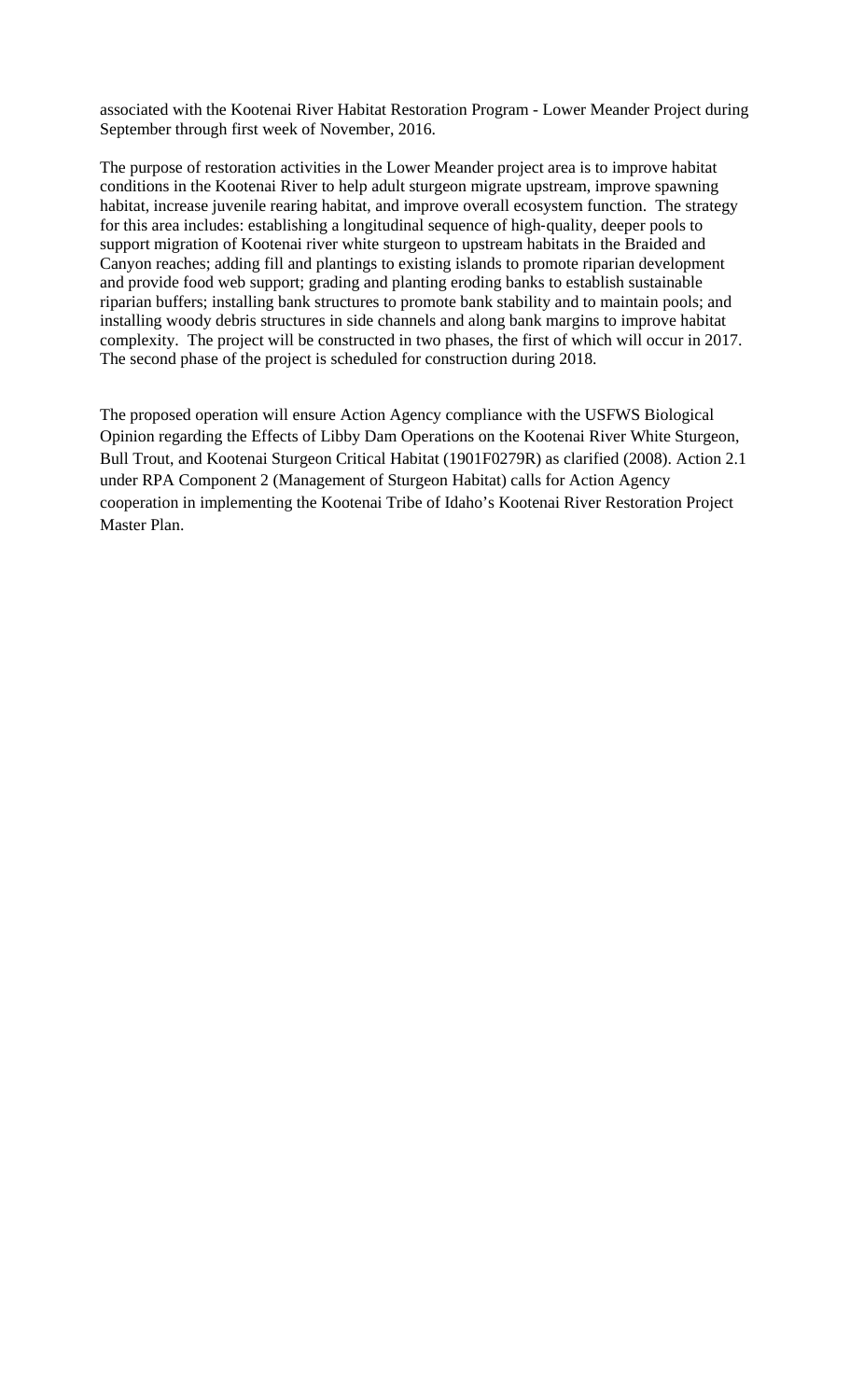associated with the Kootenai River Habitat Restoration Program - Lower Meander Project during September through first week of November, 2016.

The purpose of restoration activities in the Lower Meander project area is to improve habitat conditions in the Kootenai River to help adult sturgeon migrate upstream, improve spawning habitat, increase juvenile rearing habitat, and improve overall ecosystem function. The strategy for this area includes: establishing a longitudinal sequence of high-quality, deeper pools to support migration of Kootenai river white sturgeon to upstream habitats in the Braided and Canyon reaches; adding fill and plantings to existing islands to promote riparian development and provide food web support; grading and planting eroding banks to establish sustainable riparian buffers; installing bank structures to promote bank stability and to maintain pools; and installing woody debris structures in side channels and along bank margins to improve habitat complexity. The project will be constructed in two phases, the first of which will occur in 2017. The second phase of the project is scheduled for construction during 2018.

The proposed operation will ensure Action Agency compliance with the USFWS Biological Opinion regarding the Effects of Libby Dam Operations on the Kootenai River White Sturgeon, Bull Trout, and Kootenai Sturgeon Critical Habitat (1901F0279R) as clarified (2008). Action 2.1 under RPA Component 2 (Management of Sturgeon Habitat) calls for Action Agency cooperation in implementing the Kootenai Tribe of Idaho's Kootenai River Restoration Project Master Plan.